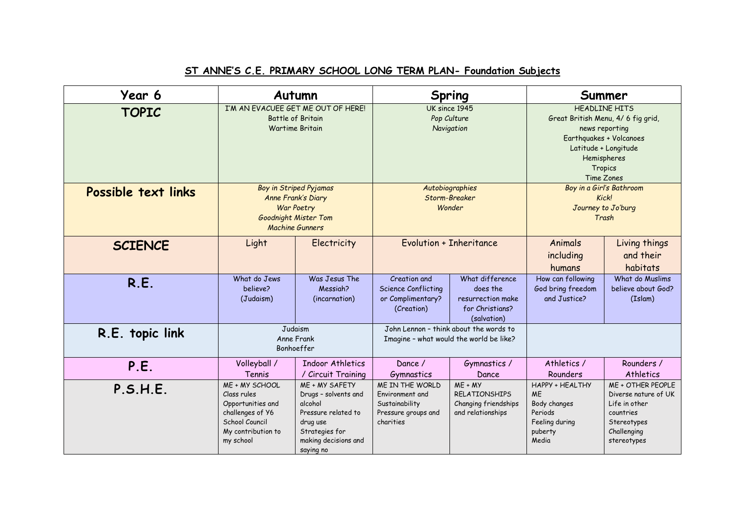# ST ANNE'S C.E. PRIMARY SCHOOL LONG TERM PLAN- Foundation Subjects

| Year 6 | Autumn | | Spring | | Summer | |
|---|---|---|---|---|---|---|
| **TOPIC** | I'M AN EVACUEE GET ME OUT OF HERE!<br>Battle of Britain<br>Wartime Britain | | UK since 1945<br>*Pop Culture*<br>*Navigation* | | HEADLINE HITS<br>Great British Menu, 4/ 6 fig grid, news reporting<br>Earthquakes + Volcanoes<br>Latitude + Longitude<br>Hemispheres<br>Tropics<br>Time Zones | |
| **Possible text links** | *Boy in Striped Pyjamas*<br>*Anne Frank's Diary*<br>*War Poetry*<br>*Goodnight Mister Tom*<br>*Machine Gunners* | | *Autobiographies*<br>*Storm-Breaker*<br>*Wonder* | | *Boy in a Girl's Bathroom*<br>*Kick!*<br>*Journey to Jo'burg*<br>*Trash* | |
| **SCIENCE** | Light | Electricity | Evolution + Inheritance | | Animals including humans | Living things and their habitats |
| **R.E.** | What do Jews believe?<br>(Judaism) | Was Jesus The Messiah?<br>(incarnation) | Creation and Science Conflicting or Complimentary?<br>(Creation) | What difference does the resurrection make for Christians?<br>(salvation) | How can following God bring freedom and Justice? | What do Muslims believe about God?<br>(Islam) |
| **R.E. topic link** | Judaism<br>Anne Frank<br>Bonhoeffer | | John Lennon – think about the words to Imagine – what would the world be like? | | | |
| **P.E.** | Volleyball / Tennis | Indoor Athletics / Circuit Training | Dance / Gymnastics | Gymnastics / Dance | Athletics / Rounders | Rounders / Athletics |
| **P.S.H.E.** | ME + MY SCHOOL<br>Class rules<br>Opportunities and challenges of Y6<br>School Council<br>My contribution to my school | ME + MY SAFETY<br>Drugs – solvents and alcohol<br>Pressure related to drug use<br>Strategies for making decisions and saying no | ME IN THE WORLD<br>Environment and Sustainability<br>Pressure groups and charities | ME + MY RELATIONSHIPS<br>Changing friendships and relationships | HAPPY + HEALTHY ME<br>Body changes<br>Periods<br>Feeling during puberty<br>Media | ME + OTHER PEOPLE<br>Diverse nature of UK<br>Life in other countries<br>Stereotypes<br>Challenging stereotypes |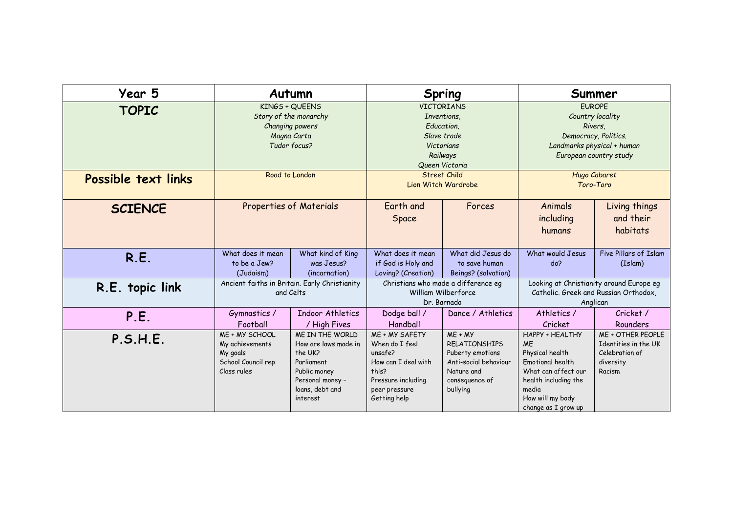| Year 5 | Autumn | | Spring | | Summer | |
|---|---|---|---|---|---|---|
| **TOPIC** | KINGS + QUEENS<br>*Story of the monarchy*<br>*Changing powers*<br>*Magna Carta*<br>*Tudor focus?* | | VICTORIANS<br>*Inventions,*<br>*Education,*<br>*Slave trade*<br>*Victorians*<br>*Railways*<br>*Queen Victoria* | | EUROPE<br>*Country locality*<br>*Rivers,*<br>*Democracy, Politics.*<br>*Landmarks physical + human*<br>*European country study* | |
| **Possible text links** | Road to London | | Street Child<br>Lion Witch Wardrobe | | *Hugo Cabaret*<br>*Toro-Toro* | |
| **SCIENCE** | Properties of Materials | | Earth and Space | Forces | Animals including humans | Living things and their habitats |
| **R.E.** | What does it mean to be a Jew? (Judaism) | What kind of King was Jesus? (incarnation) | What does it mean if God is Holy and Loving? (Creation) | What did Jesus do to save human Beings? (salvation) | What would Jesus do? | Five Pillars of Islam (Islam) |
| **R.E. topic link** | Ancient faiths in Britain. Early Christianity and Celts | | Christians who made a difference eg William Wilberforce<br>Dr. Barnado | | Looking at Christianity around Europe eg Catholic. Greek and Russian Orthodox, Anglican | |
| **P.E.** | Gymnastics / Football | Indoor Athletics / High Fives | Dodge ball / Handball | Dance / Athletics | Athletics / Cricket | Cricket / Rounders |
| **P.S.H.E.** | ME + MY SCHOOL<br>My achievements<br>My goals<br>School Council rep<br>Class rules | ME IN THE WORLD<br>How are laws made in the UK?<br>Parliament<br>Public money<br>Personal money – loans, debt and interest | ME + MY SAFETY<br>When do I feel unsafe?<br>How can I deal with this?<br>Pressure including peer pressure<br>Getting help | ME + MY RELATIONSHIPS<br>Puberty emotions<br>Anti-social behaviour<br>Nature and consequence of bullying | HAPPY + HEALTHY ME<br>Physical health<br>Emotional health<br>What can affect our health including the media<br>How will my body change as I grow up | ME + OTHER PEOPLE<br>Identities in the UK<br>Celebration of diversity<br>Racism |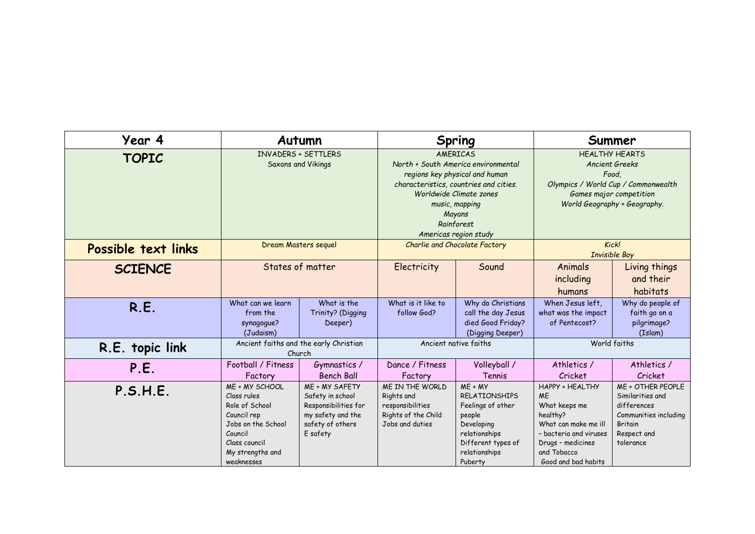| Year 4 | Autumn | | Spring | | Summer | |
|---|---|---|---|---|---|---|
| **TOPIC** | INVADERS + SETTLERS<br>Saxons and Vikings | | AMERICAS<br>*North + South America environmental regions key physical and human characteristics, countries and cities.*<br>*Worldwide Climate zones*<br>*music, mapping*<br>*Mayans*<br>*Rainforest*<br>*Americas region study* | | HEALTHY HEARTS<br>*Ancient Greeks*<br>*Food,*<br>*Olympics / World Cup / Commonwealth Games major competition*<br>*World Geography + Geography.* | |
| **Possible text links** | Dream Masters sequel | | *Charlie and Chocolate Factory* | | *Kick!*<br>*Invisible Boy* | |
| **SCIENCE** | States of matter | | Electricity | Sound | Animals including humans | Living things and their habitats |
| **R.E.** | What can we learn from the synagogue? (Judaism) | What is the Trinity? (Digging Deeper) | What is it like to follow God? | Why do Christians call the day Jesus died Good Friday? (Digging Deeper) | When Jesus left, what was the impact of Pentecost? | Why do people of faith go on a pilgrimage? (Islam) |
| **R.E. topic link** | Ancient faiths and the early Christian Church | | Ancient native faiths | | World faiths | |
| **P.E.** | Football / Fitness Factory | Gymnastics / Bench Ball | Dance / Fitness Factory | Volleyball / Tennis | Athletics / Cricket | Athletics / Cricket |
| **P.S.H.E.** | ME + MY SCHOOL<br>Class rules<br>Role of School Council rep<br>Jobs on the School Council<br>Class council<br>My strengths and weaknesses | ME + MY SAFETY<br>Safety in school<br>Responsibilities for my safety and the safety of others<br>E safety | ME IN THE WORLD<br>Rights and responsibilities<br>Rights of the Child<br>Jobs and duties | ME + MY RELATIONSHIPS<br>Feelings of other people<br>Developing relationships<br>Different types of relationships<br>Puberty | HAPPY + HEALTHY ME<br>What keeps me healthy?<br>What can make me ill – bacteria and viruses<br>Drugs – medicines and Tobacco<br>Good and bad habits | ME + OTHER PEOPLE<br>Similarities and differences<br>Communities including Britain<br>Respect and tolerance |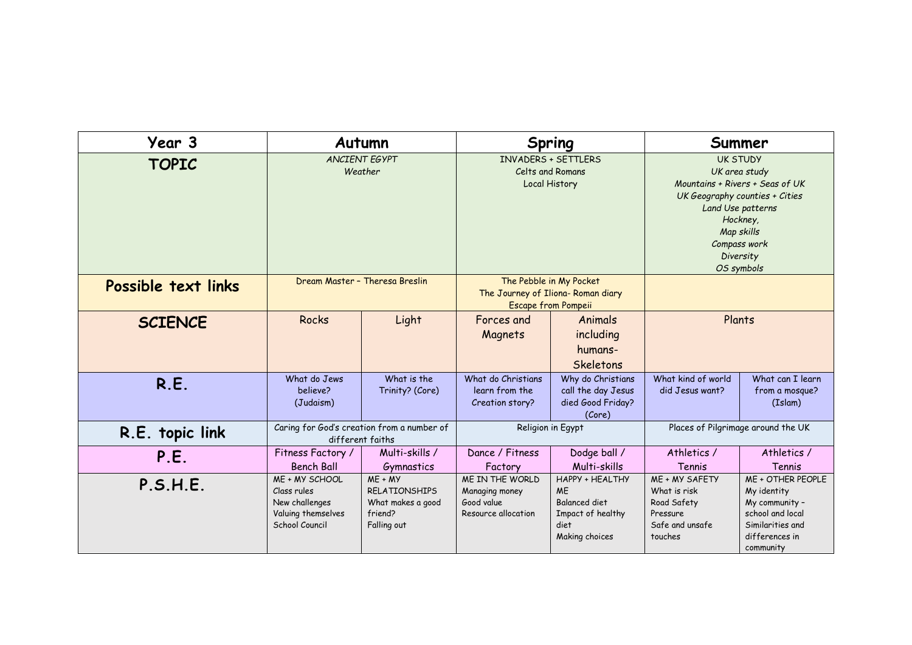| Year 3 | Autumn | | Spring | | Summer | |
|---|---|---|---|---|---|---|
| **TOPIC** | *ANCIENT EGYPT*<br>*Weather* | | INVADERS + SETTLERS<br>Celts and Romans<br>Local History | | UK STUDY<br>*UK area study*<br>*Mountains + Rivers + Seas of UK*<br>*UK Geography counties + Cities*<br>*Land Use patterns*<br>*Hockney,*<br>*Map skills*<br>*Compass work*<br>*Diversity*<br>*OS symbols* | |
| **Possible text links** | Dream Master – Theresa Breslin | | The Pebble in My Pocket<br>The Journey of Iliona- Roman diary<br>Escape from Pompeii | | | |
| **SCIENCE** | Rocks | Light | Forces and Magnets | Animals including humans- Skeletons | Plants | |
| **R.E.** | What do Jews believe? (Judaism) | What is the Trinity? (Core) | What do Christians learn from the Creation story? | Why do Christians call the day Jesus died Good Friday? (Core) | What kind of world did Jesus want? | What can I learn from a mosque? (Islam) |
| **R.E. topic link** | Caring for God's creation from a number of different faiths | | Religion in Egypt | | Places of Pilgrimage around the UK | |
| **P.E.** | Fitness Factory / Bench Ball | Multi-skills / Gymnastics | Dance / Fitness Factory | Dodge ball / Multi-skills | Athletics / Tennis | Athletics / Tennis |
| **P.S.H.E.** | ME + MY SCHOOL<br>Class rules<br>New challenges<br>Valuing themselves<br>School Council | ME + MY RELATIONSHIPS<br>What makes a good friend?<br>Falling out | ME IN THE WORLD<br>Managing money<br>Good value<br>Resource allocation | HAPPY + HEALTHY ME<br>Balanced diet<br>Impact of healthy diet<br>Making choices | ME + MY SAFETY<br>What is risk<br>Road Safety<br>Pressure<br>Safe and unsafe touches | ME + OTHER PEOPLE<br>My identity<br>My community – school and local<br>Similarities and differences in community |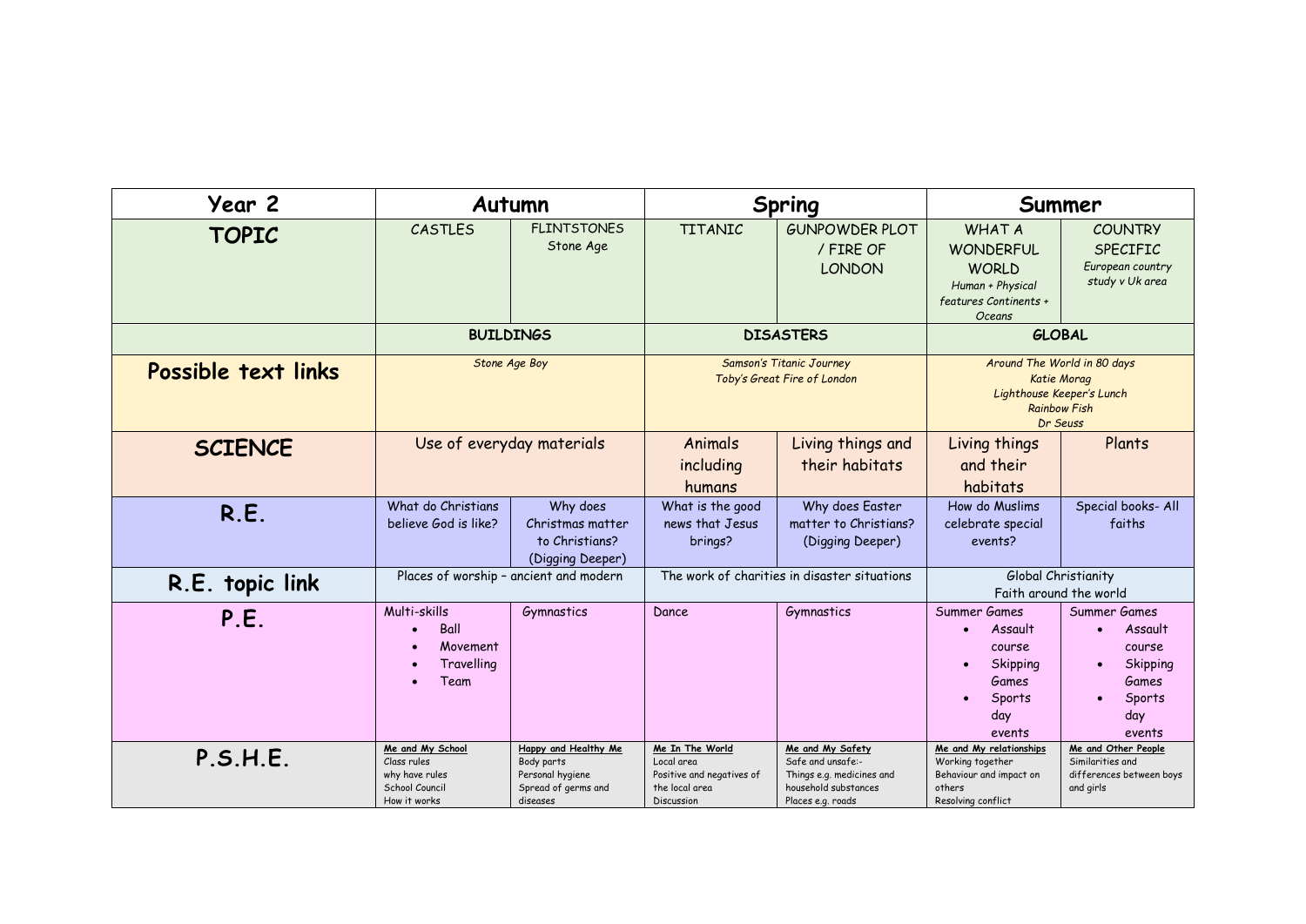| Year 2 | Autumn | | Spring | | Summer | |
|---|---|---|---|---|---|---|
| **TOPIC** | CASTLES | FLINTSTONES<br>Stone Age | TITANIC | GUNPOWDER PLOT / FIRE OF LONDON | WHAT A WONDERFUL WORLD<br>*Human + Physical features Continents + Oceans* | COUNTRY SPECIFIC<br>*European country study v Uk area* |
| | **BUILDINGS** | | **DISASTERS** | | **GLOBAL** | |
| **Possible text links** | *Stone Age Boy* | | *Samson's Titanic Journey*<br>*Toby's Great Fire of London* | | *Around The World in 80 days*<br>*Katie Morag*<br>*Lighthouse Keeper's Lunch*<br>*Rainbow Fish*<br>*Dr Seuss* | |
| **SCIENCE** | Use of everyday materials | | Animals including humans | Living things and their habitats | Living things and their habitats | Plants |
| **R.E.** | What do Christians believe God is like? | Why does Christmas matter to Christians? (Digging Deeper) | What is the good news that Jesus brings? | Why does Easter matter to Christians? (Digging Deeper) | How do Muslims celebrate special events? | Special books- All faiths |
| **R.E. topic link** | Places of worship – ancient and modern | | The work of charities in disaster situations | | Global Christianity<br>Faith around the world | |
| **P.E.** | Multi-skills<br>• Ball<br>• Movement<br>• Travelling<br>• Team | Gymnastics | Dance | Gymnastics | Summer Games<br>• Assault course<br>• Skipping Games<br>• Sports day events | Summer Games<br>• Assault course<br>• Skipping Games<br>• Sports day events |
| **P.S.H.E.** | **Me and My School**<br>Class rules<br>why have rules<br>School Council<br>How it works | **Happy and Healthy Me**<br>Body parts<br>Personal hygiene<br>Spread of germs and diseases | **Me In The World**<br>Local area<br>Positive and negatives of the local area<br>Discussion | **Me and My Safety**<br>Safe and unsafe:-<br>Things e.g. medicines and household substances<br>Places e.g. roads | **Me and My relationships**<br>Working together<br>Behaviour and impact on others<br>Resolving conflict | **Me and Other People**<br>Similarities and differences between boys and girls |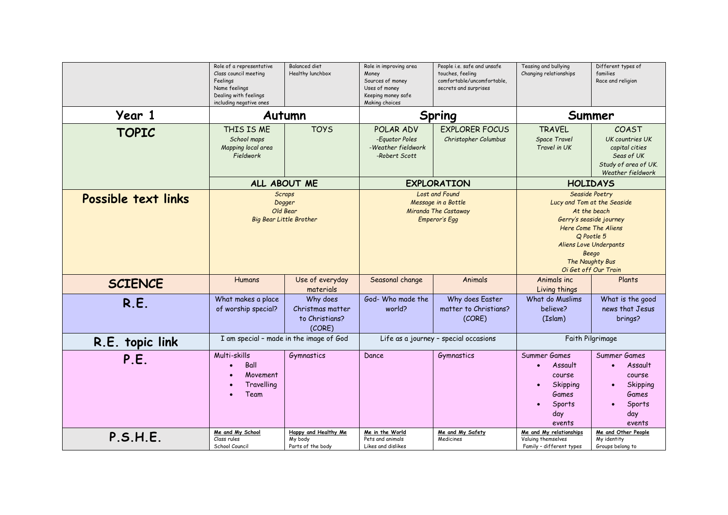| | | | | | | |
|---|---|---|---|---|---|---|
| | Role of a representative<br>Class council meeting<br>Feelings<br>Name feelings<br>Dealing with feelings including negative ones | Balanced diet<br>Healthy lunchbox | Role in improving area<br>Money<br>Sources of money<br>Uses of money<br>Keeping money safe<br>Making choices | People i.e. safe and unsafe touches, feeling comfortable/uncomfortable, secrets and surprises | Teasing and bullying<br>Changing relationships | Different types of families<br>Race and religion |
| **Year 1** | **Autumn** | | **Spring** | | **Summer** | |
| **TOPIC** | THIS IS ME<br>*School maps*<br>*Mapping local area*<br>*Fieldwork* | TOYS | POLAR ADV<br>*-Equator Poles*<br>*-Weather fieldwork*<br>*-Robert Scott* | EXPLORER FOCUS<br>*Christopher Columbus* | TRAVEL<br>*Space Travel*<br>*Travel in UK* | COAST<br>*UK countries UK*<br>*capital cities*<br>*Seas of UK*<br>*Study of area of UK.*<br>*Weather fieldwork* |
| | **ALL ABOUT ME** | | **EXPLORATION** | | **HOLIDAYS** | |
| **Possible text links** | *Scraps*<br>*Dogger*<br>*Old Bear*<br>*Big Bear Little Brother* | | *Lost and Found*<br>*Message in a Bottle*<br>*Miranda The Castaway*<br>*Emperor's Egg* | | *Seaside Poetry*<br>*Lucy and Tom at the Seaside*<br>*At the beach*<br>*Gerry's seaside journey*<br>*Here Come The Aliens*<br>*Q Pootle 5*<br>*Aliens Love Underpants*<br>*Beego*<br>*The Naughty Bus*<br>*Oi Get off Our Train* | |
| **SCIENCE** | Humans | Use of everyday materials | Seasonal change | Animals | Animals inc Living things | Plants |
| **R.E.** | What makes a place of worship special? | Why does Christmas matter to Christians? (CORE) | God- Who made the world? | Why does Easter matter to Christians? (CORE) | What do Muslims believe? (Islam) | What is the good news that Jesus brings? |
| **R.E. topic link** | I am special – made in the image of God | | Life as a journey – special occasions | | Faith Pilgrimage | |
| **P.E.** | Multi-skills<br>• Ball<br>• Movement<br>• Travelling<br>• Team | Gymnastics | Dance | Gymnastics | Summer Games<br>• Assault course<br>• Skipping Games<br>• Sports day events | Summer Games<br>• Assault course<br>• Skipping Games<br>• Sports day events |
| **P.S.H.E.** | **Me and My School**<br>Class rules<br>School Council | **Happy and Healthy Me**<br>My body<br>Parts of the body | **Me in the World**<br>Pets and animals<br>Likes and dislikes | **Me and My Safety**<br>Medicines | **Me and My relationships**<br>Valuing themselves<br>Family – different types | **Me and Other People**<br>My identity<br>Groups belong to |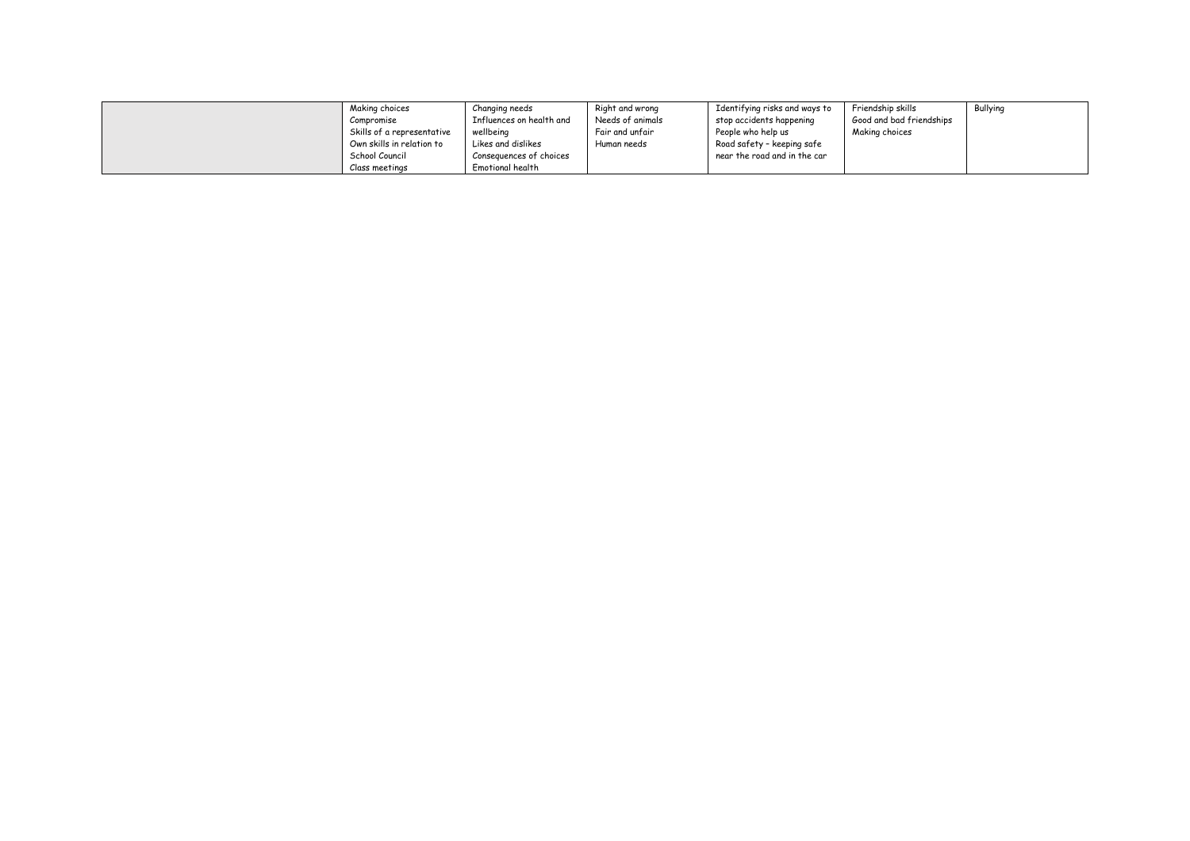| | | | | | | |
|---|---|---|---|---|---|---|
| | Making choices<br>Compromise<br>Skills of a representative<br>Own skills in relation to School Council<br>Class meetings | Changing needs<br>Influences on health and wellbeing<br>Likes and dislikes<br>Consequences of choices<br>Emotional health | Right and wrong<br>Needs of animals<br>Fair and unfair<br>Human needs | Identifying risks and ways to stop accidents happening<br>People who help us<br>Road safety – keeping safe near the road and in the car | Friendship skills<br>Good and bad friendships<br>Making choices | Bullying |